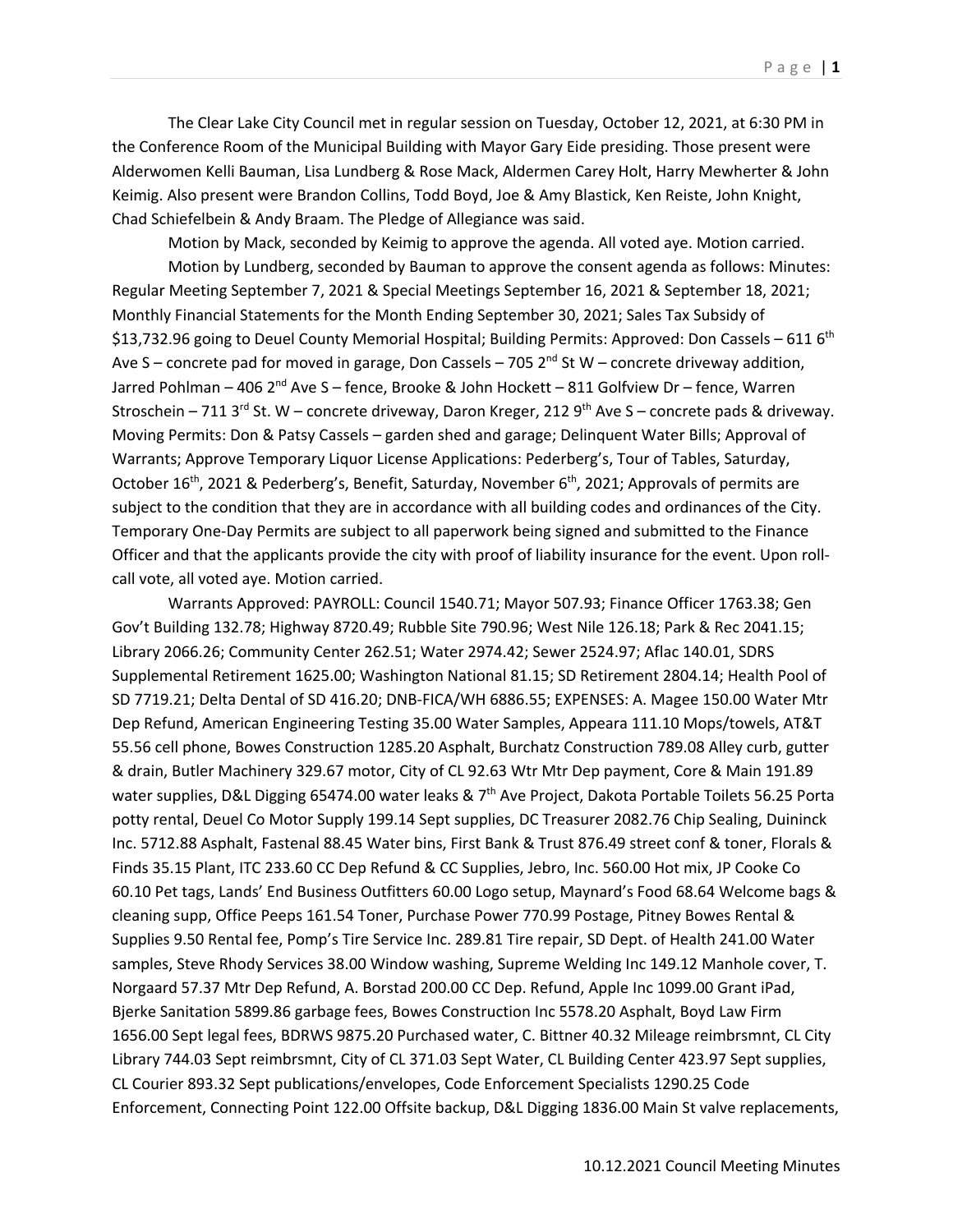The Clear Lake City Council met in regular session on Tuesday, October 12, 2021, at 6:30 PM in the Conference Room of the Municipal Building with Mayor Gary Eide presiding. Those present were Alderwomen Kelli Bauman, Lisa Lundberg & Rose Mack, Aldermen Carey Holt, Harry Mewherter & John Keimig. Also present were Brandon Collins, Todd Boyd, Joe & Amy Blastick, Ken Reiste, John Knight, Chad Schiefelbein & Andy Braam. The Pledge of Allegiance was said.

Motion by Mack, seconded by Keimig to approve the agenda. All voted aye. Motion carried.

Motion by Lundberg, seconded by Bauman to approve the consent agenda as follows: Minutes: Regular Meeting September 7, 2021 & Special Meetings September 16, 2021 & September 18, 2021; Monthly Financial Statements for the Month Ending September 30, 2021; Sales Tax Subsidy of $13,732.96 going to Deuel County Memorial Hospital; Building Permits: Approved: Don Cassels – 611 6th Ave S – concrete pad for moved in garage, Don Cassels – 705 2nd St W – concrete driveway addition, Jarred Pohlman – 406 2nd Ave S – fence, Brooke & John Hockett – 811 Golfview Dr – fence, Warren Stroschein – 711 3rd St. W – concrete driveway, Daron Kreger, 212 9th Ave S – concrete pads & driveway. Moving Permits: Don & Patsy Cassels – garden shed and garage; Delinquent Water Bills; Approval of Warrants; Approve Temporary Liquor License Applications: Pederberg's, Tour of Tables, Saturday, October 16th, 2021 & Pederberg's, Benefit, Saturday, November 6th, 2021; Approvals of permits are subject to the condition that they are in accordance with all building codes and ordinances of the City. Temporary One-Day Permits are subject to all paperwork being signed and submitted to the Finance Officer and that the applicants provide the city with proof of liability insurance for the event. Upon roll-call vote, all voted aye. Motion carried.

Warrants Approved: PAYROLL: Council 1540.71; Mayor 507.93; Finance Officer 1763.38; Gen Gov't Building 132.78; Highway 8720.49; Rubble Site 790.96; West Nile 126.18; Park & Rec 2041.15; Library 2066.26; Community Center 262.51; Water 2974.42; Sewer 2524.97; Aflac 140.01, SDRS Supplemental Retirement 1625.00; Washington National 81.15; SD Retirement 2804.14; Health Pool of SD 7719.21; Delta Dental of SD 416.20; DNB-FICA/WH 6886.55; EXPENSES: A. Magee 150.00 Water Mtr Dep Refund, American Engineering Testing 35.00 Water Samples, Appeara 111.10 Mops/towels, AT&T 55.56 cell phone, Bowes Construction 1285.20 Asphalt, Burchatz Construction 789.08 Alley curb, gutter & drain, Butler Machinery 329.67 motor, City of CL 92.63 Wtr Mtr Dep payment, Core & Main 191.89 water supplies, D&L Digging 65474.00 water leaks & 7th Ave Project, Dakota Portable Toilets 56.25 Porta potty rental, Deuel Co Motor Supply 199.14 Sept supplies, DC Treasurer 2082.76 Chip Sealing, Duininck Inc. 5712.88 Asphalt, Fastenal 88.45 Water bins, First Bank & Trust 876.49 street conf & toner, Florals & Finds 35.15 Plant, ITC 233.60 CC Dep Refund & CC Supplies, Jebro, Inc. 560.00 Hot mix, JP Cooke Co 60.10 Pet tags, Lands' End Business Outfitters 60.00 Logo setup, Maynard's Food 68.64 Welcome bags & cleaning supp, Office Peeps 161.54 Toner, Purchase Power 770.99 Postage, Pitney Bowes Rental & Supplies 9.50 Rental fee, Pomp's Tire Service Inc. 289.81 Tire repair, SD Dept. of Health 241.00 Water samples, Steve Rhody Services 38.00 Window washing, Supreme Welding Inc 149.12 Manhole cover, T. Norgaard 57.37 Mtr Dep Refund, A. Borstad 200.00 CC Dep. Refund, Apple Inc 1099.00 Grant iPad, Bjerke Sanitation 5899.86 garbage fees, Bowes Construction Inc 5578.20 Asphalt, Boyd Law Firm 1656.00 Sept legal fees, BDRWS 9875.20 Purchased water, C. Bittner 40.32 Mileage reimbrsmnt, CL City Library 744.03 Sept reimbrsmnt, City of CL 371.03 Sept Water, CL Building Center 423.97 Sept supplies, CL Courier 893.32 Sept publications/envelopes, Code Enforcement Specialists 1290.25 Code Enforcement, Connecting Point 122.00 Offsite backup, D&L Digging 1836.00 Main St valve replacements,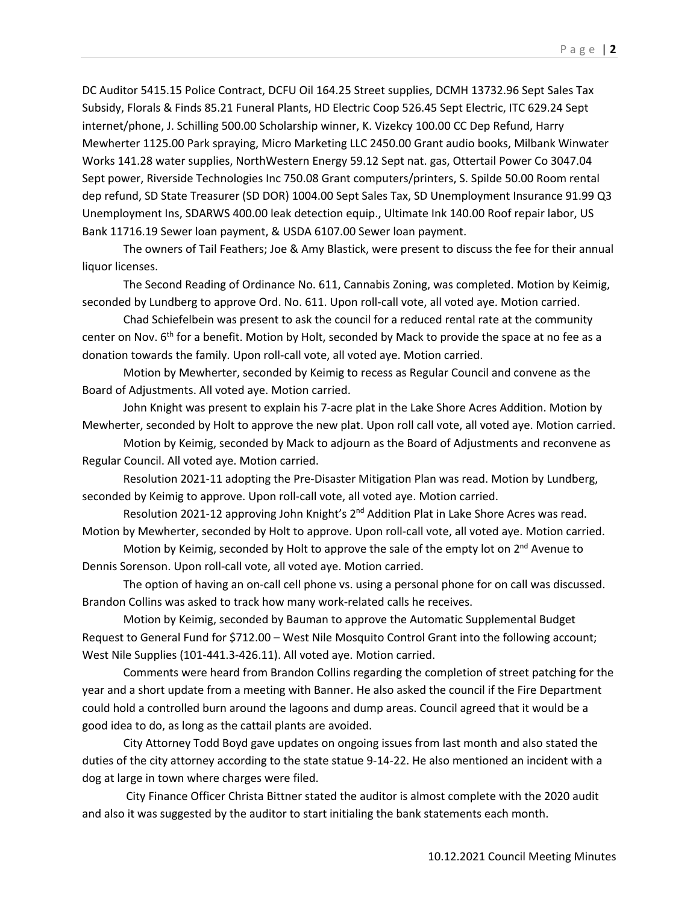DC Auditor 5415.15 Police Contract, DCFU Oil 164.25 Street supplies, DCMH 13732.96 Sept Sales Tax Subsidy, Florals & Finds 85.21 Funeral Plants, HD Electric Coop 526.45 Sept Electric, ITC 629.24 Sept internet/phone, J. Schilling 500.00 Scholarship winner, K. Vizekcy 100.00 CC Dep Refund, Harry Mewherter 1125.00 Park spraying, Micro Marketing LLC 2450.00 Grant audio books, Milbank Winwater Works 141.28 water supplies, NorthWestern Energy 59.12 Sept nat. gas, Ottertail Power Co 3047.04 Sept power, Riverside Technologies Inc 750.08 Grant computers/printers, S. Spilde 50.00 Room rental dep refund, SD State Treasurer (SD DOR) 1004.00 Sept Sales Tax, SD Unemployment Insurance 91.99 Q3 Unemployment Ins, SDARWS 400.00 leak detection equip., Ultimate Ink 140.00 Roof repair labor, US Bank 11716.19 Sewer loan payment, & USDA 6107.00 Sewer loan payment.

The owners of Tail Feathers; Joe & Amy Blastick, were present to discuss the fee for their annual liquor licenses.

The Second Reading of Ordinance No. 611, Cannabis Zoning, was completed. Motion by Keimig, seconded by Lundberg to approve Ord. No. 611. Upon roll-call vote, all voted aye. Motion carried.

Chad Schiefelbein was present to ask the council for a reduced rental rate at the community center on Nov. 6th for a benefit. Motion by Holt, seconded by Mack to provide the space at no fee as a donation towards the family. Upon roll-call vote, all voted aye. Motion carried.

Motion by Mewherter, seconded by Keimig to recess as Regular Council and convene as the Board of Adjustments. All voted aye. Motion carried.

John Knight was present to explain his 7-acre plat in the Lake Shore Acres Addition. Motion by Mewherter, seconded by Holt to approve the new plat. Upon roll call vote, all voted aye. Motion carried.

Motion by Keimig, seconded by Mack to adjourn as the Board of Adjustments and reconvene as Regular Council. All voted aye. Motion carried.

Resolution 2021-11 adopting the Pre-Disaster Mitigation Plan was read. Motion by Lundberg, seconded by Keimig to approve. Upon roll-call vote, all voted aye. Motion carried.

Resolution 2021-12 approving John Knight's 2nd Addition Plat in Lake Shore Acres was read. Motion by Mewherter, seconded by Holt to approve. Upon roll-call vote, all voted aye. Motion carried.

Motion by Keimig, seconded by Holt to approve the sale of the empty lot on 2nd Avenue to Dennis Sorenson. Upon roll-call vote, all voted aye. Motion carried.

The option of having an on-call cell phone vs. using a personal phone for on call was discussed. Brandon Collins was asked to track how many work-related calls he receives.

Motion by Keimig, seconded by Bauman to approve the Automatic Supplemental Budget Request to General Fund for $712.00 – West Nile Mosquito Control Grant into the following account; West Nile Supplies (101-441.3-426.11). All voted aye. Motion carried.

Comments were heard from Brandon Collins regarding the completion of street patching for the year and a short update from a meeting with Banner. He also asked the council if the Fire Department could hold a controlled burn around the lagoons and dump areas. Council agreed that it would be a good idea to do, as long as the cattail plants are avoided.

City Attorney Todd Boyd gave updates on ongoing issues from last month and also stated the duties of the city attorney according to the state statue 9-14-22. He also mentioned an incident with a dog at large in town where charges were filed.

City Finance Officer Christa Bittner stated the auditor is almost complete with the 2020 audit and also it was suggested by the auditor to start initialing the bank statements each month.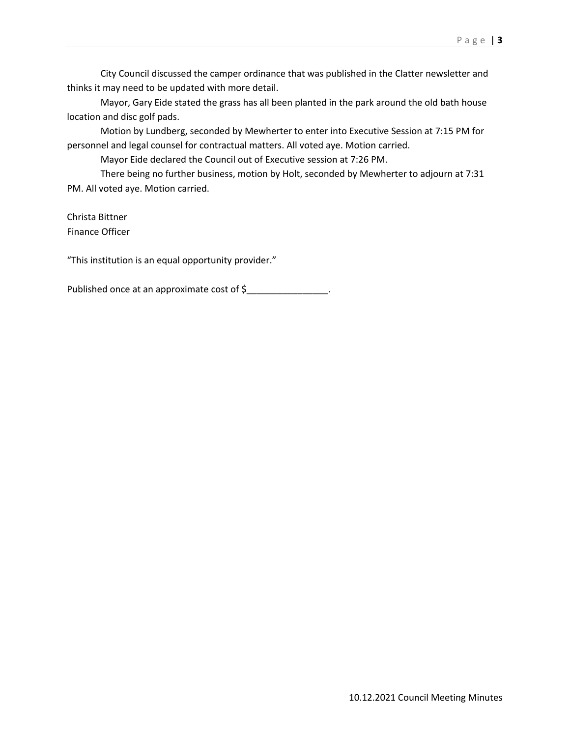City Council discussed the camper ordinance that was published in the Clatter newsletter and thinks it may need to be updated with more detail.

Mayor, Gary Eide stated the grass has all been planted in the park around the old bath house location and disc golf pads.

Motion by Lundberg, seconded by Mewherter to enter into Executive Session at 7:15 PM for personnel and legal counsel for contractual matters. All voted aye. Motion carried.

Mayor Eide declared the Council out of Executive session at 7:26 PM.

There being no further business, motion by Holt, seconded by Mewherter to adjourn at 7:31 PM. All voted aye. Motion carried.

Christa Bittner
Finance Officer

"This institution is an equal opportunity provider."

Published once at an approximate cost of $________________.